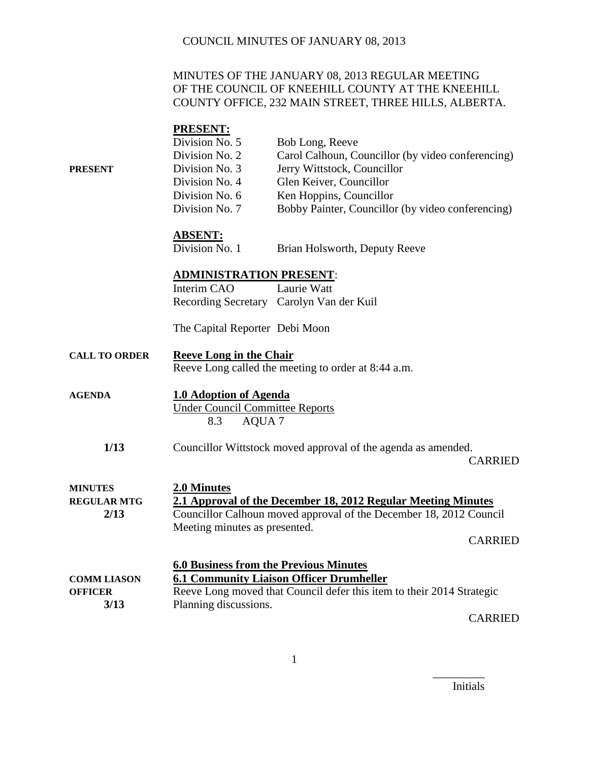COUNCIL MINUTES OF JANUARY 08, 2013

MINUTES OF THE JANUARY 08, 2013 REGULAR MEETING OF THE COUNCIL OF KNEEHILL COUNTY AT THE KNEEHILL COUNTY OFFICE, 232 MAIN STREET, THREE HILLS, ALBERTA.

**PRESENT**

**PRESENT:**

| | |
|---|---|
| Division No. 5 | Bob Long, Reeve |
| Division No. 2 | Carol Calhoun, Councillor (by video conferencing) |
| Division No. 3 | Jerry Wittstock, Councillor |
| Division No. 4 | Glen Keiver, Councillor |
| Division No. 6 | Ken Hoppins, Councillor |
| Division No. 7 | Bobby Painter, Councillor (by video conferencing) |

**ABSENT:**

| | |
|---|---|
| Division No. 1 | Brian Holsworth, Deputy Reeve |

**ADMINISTRATION PRESENT**:

| | |
|---|---|
| Interim CAO | Laurie Watt |
| Recording Secretary | Carolyn Van der Kuil |

The Capital Reporter Debi Moon

**CALL TO ORDER**

**Reeve Long in the Chair**

Reeve Long called the meeting to order at 8:44 a.m.

**AGENDA**

**1.0 Adoption of Agenda**

Under Council Committee Reports
8.3 AQUA 7

**1/13**

Councillor Wittstock moved approval of the agenda as amended.

CARRIED

**MINUTES REGULAR MTG 2/13**

**2.0 Minutes**

**2.1 Approval of the December 18, 2012 Regular Meeting Minutes**

Councillor Calhoun moved approval of the December 18, 2012 Council Meeting minutes as presented.

CARRIED

**6.0 Business from the Previous Minutes**

**COMM LIASON OFFICER 3/13**

**6.1 Community Liaison Officer Drumheller**

Reeve Long moved that Council defer this item to their 2014 Strategic Planning discussions.

CARRIED

_________
Initials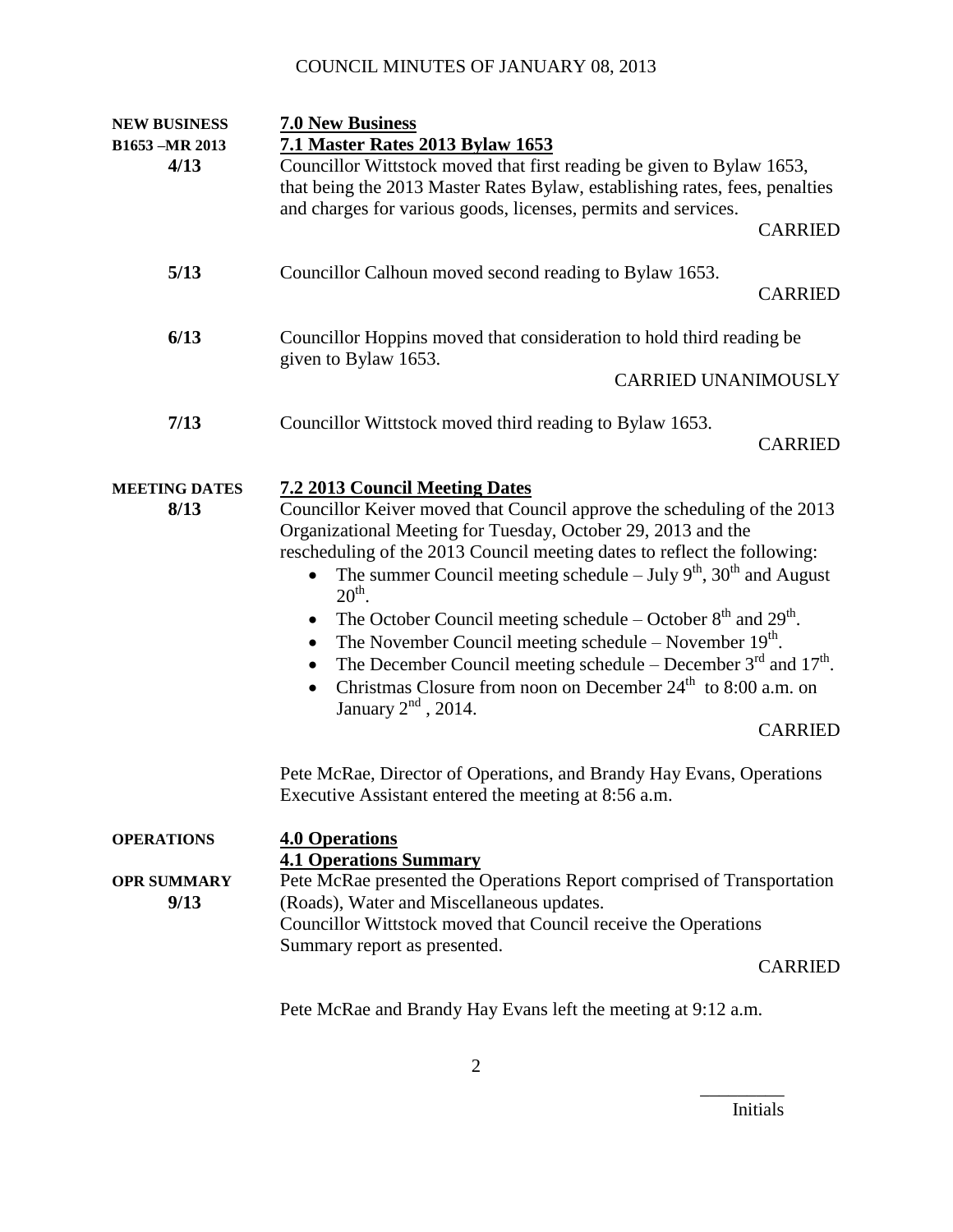**NEW BUSINESS** — **7.0 New Business**

**B1653 –MR 2013** — **7.1 Master Rates 2013 Bylaw 1653**

**4/13**

Councillor Wittstock moved that first reading be given to Bylaw 1653, that being the 2013 Master Rates Bylaw, establishing rates, fees, penalties and charges for various goods, licenses, permits and services.

CARRIED

**5/13**

Councillor Calhoun moved second reading to Bylaw 1653.

CARRIED

**6/13**

Councillor Hoppins moved that consideration to hold third reading be given to Bylaw 1653.

CARRIED UNANIMOUSLY

**7/13**

Councillor Wittstock moved third reading to Bylaw 1653.

CARRIED

**MEETING DATES** — **7.2 2013 Council Meeting Dates**

**8/13**

Councillor Keiver moved that Council approve the scheduling of the 2013 Organizational Meeting for Tuesday, October 29, 2013 and the rescheduling of the 2013 Council meeting dates to reflect the following:

- The summer Council meeting schedule – July 9th, 30th and August 20th.
- The October Council meeting schedule – October 8th and 29th.
- The November Council meeting schedule – November 19th.
- The December Council meeting schedule – December 3rd and 17th.
- Christmas Closure from noon on December 24th to 8:00 a.m. on January 2nd, 2014.

CARRIED

Pete McRae, Director of Operations, and Brandy Hay Evans, Operations Executive Assistant entered the meeting at 8:56 a.m.

**OPERATIONS** — **4.0 Operations**

**4.1 Operations Summary**

**OPR SUMMARY**

**9/13**

Pete McRae presented the Operations Report comprised of Transportation (Roads), Water and Miscellaneous updates.

Councillor Wittstock moved that Council receive the Operations Summary report as presented.

CARRIED

Pete McRae and Brandy Hay Evans left the meeting at 9:12 a.m.

_________

Initials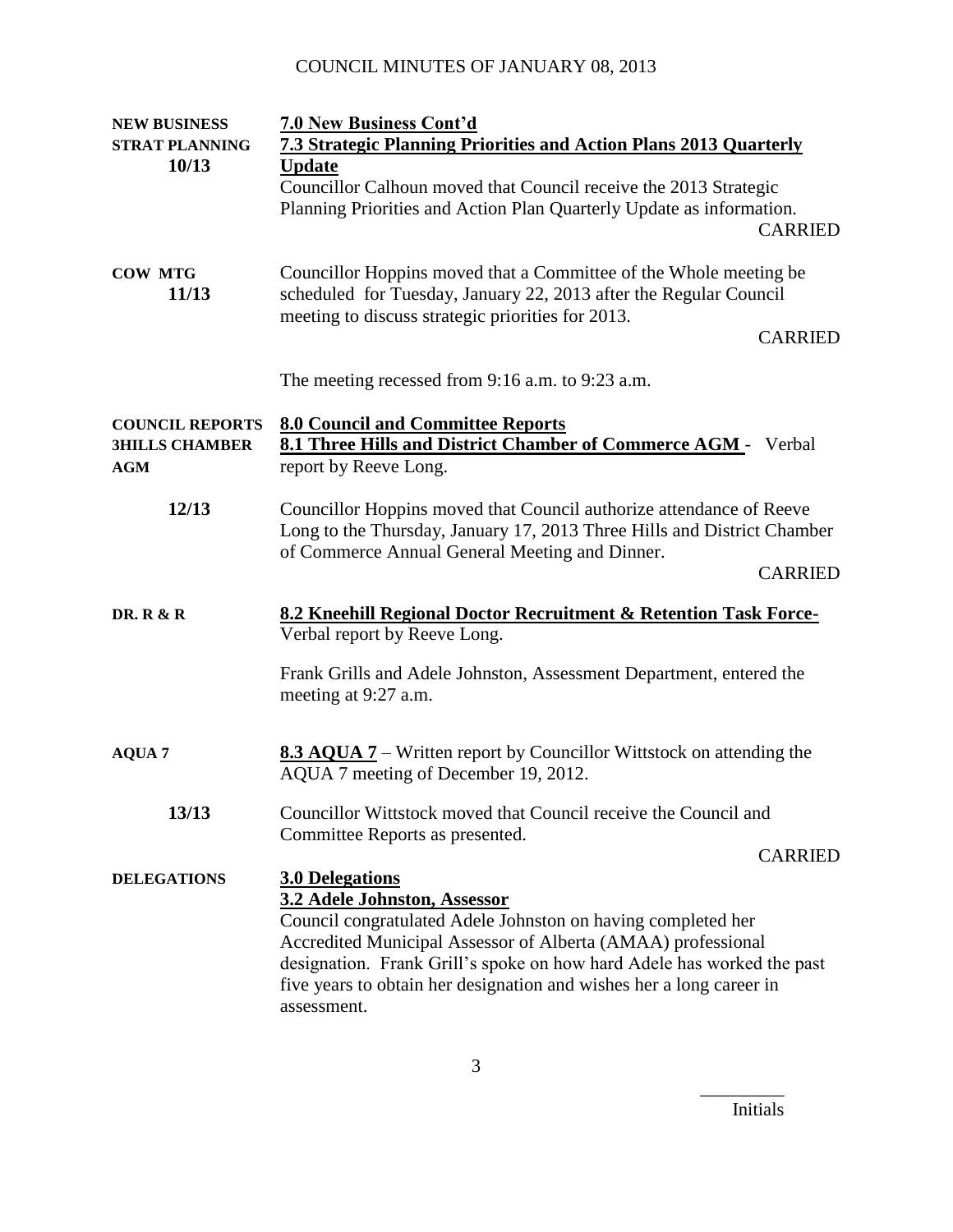COUNCIL MINUTES OF JANUARY 08, 2013

**NEW BUSINESS**
**STRAT PLANNING**
**10/13**

**7.0 New Business Cont'd**

**7.3 Strategic Planning Priorities and Action Plans 2013 Quarterly Update**

Councillor Calhoun moved that Council receive the 2013 Strategic Planning Priorities and Action Plan Quarterly Update as information.

CARRIED

**COW MTG**
**11/13**

Councillor Hoppins moved that a Committee of the Whole meeting be scheduled for Tuesday, January 22, 2013 after the Regular Council meeting to discuss strategic priorities for 2013.

CARRIED

The meeting recessed from 9:16 a.m. to 9:23 a.m.

**COUNCIL REPORTS**
**3HILLS CHAMBER AGM**

**8.0 Council and Committee Reports**

**8.1 Three Hills and District Chamber of Commerce AGM** - Verbal report by Reeve Long.

**12/13**

Councillor Hoppins moved that Council authorize attendance of Reeve Long to the Thursday, January 17, 2013 Three Hills and District Chamber of Commerce Annual General Meeting and Dinner.

CARRIED

**DR. R & R**

**8.2 Kneehill Regional Doctor Recruitment & Retention Task Force-** Verbal report by Reeve Long.

Frank Grills and Adele Johnston, Assessment Department, entered the meeting at 9:27 a.m.

**AQUA 7**

**8.3 AQUA 7** – Written report by Councillor Wittstock on attending the AQUA 7 meeting of December 19, 2012.

**13/13**

Councillor Wittstock moved that Council receive the Council and Committee Reports as presented.

CARRIED

**DELEGATIONS**

**3.0 Delegations**

**3.2 Adele Johnston, Assessor**

Council congratulated Adele Johnston on having completed her Accredited Municipal Assessor of Alberta (AMAA) professional designation. Frank Grill's spoke on how hard Adele has worked the past five years to obtain her designation and wishes her a long career in assessment.

_________
Initials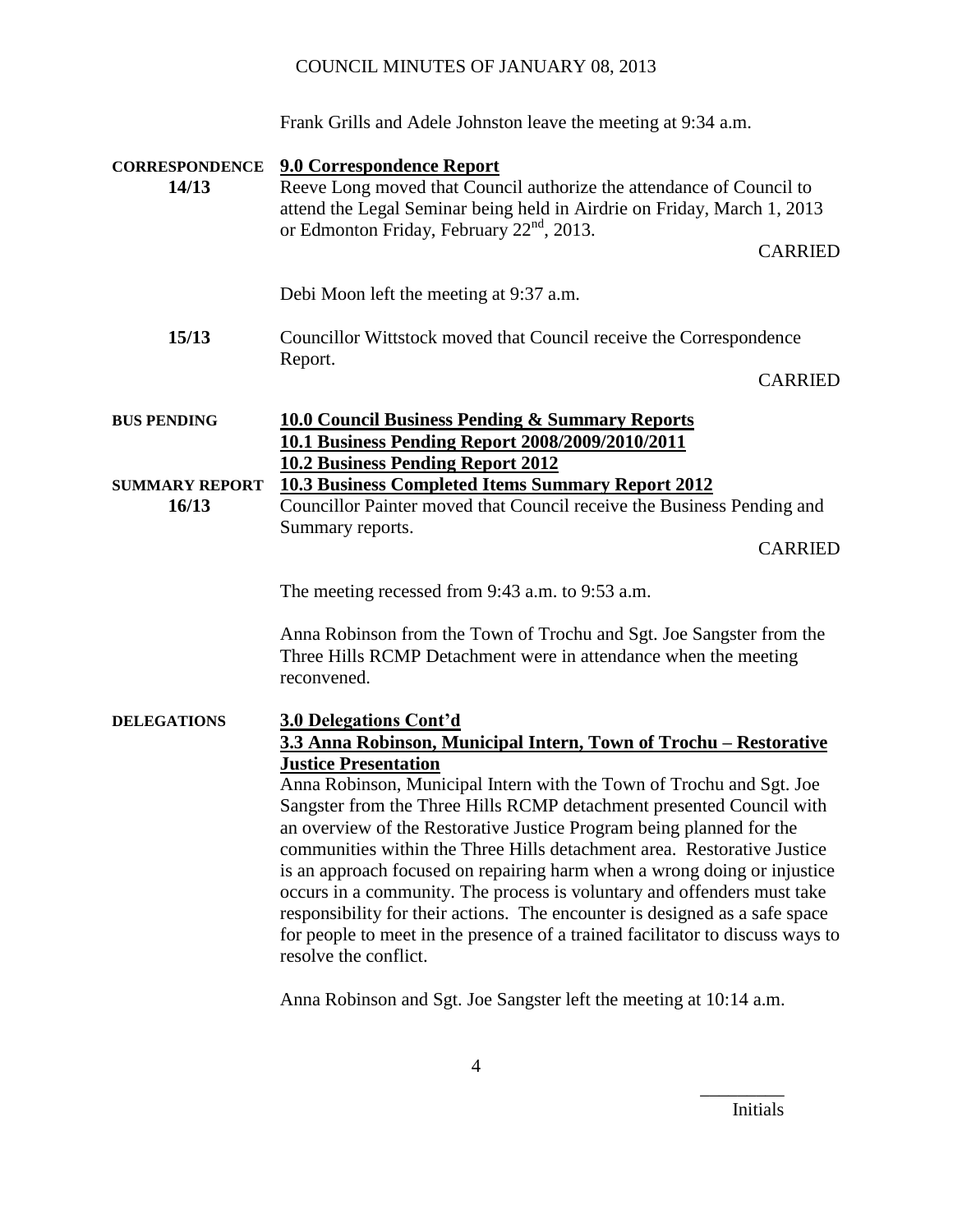Frank Grills and Adele Johnston leave the meeting at 9:34 a.m.

**CORRESPONDENCE** **9.0 Correspondence Report**

**14/13** Reeve Long moved that Council authorize the attendance of Council to attend the Legal Seminar being held in Airdrie on Friday, March 1, 2013 or Edmonton Friday, February 22nd, 2013.

CARRIED

Debi Moon left the meeting at 9:37 a.m.

**15/13** Councillor Wittstock moved that Council receive the Correspondence Report.

CARRIED

**BUS PENDING** **10.0 Council Business Pending & Summary Reports**

**10.1 Business Pending Report 2008/2009/2010/2011**

**10.2 Business Pending Report 2012**

**SUMMARY REPORT** **10.3 Business Completed Items Summary Report 2012**

**16/13** Councillor Painter moved that Council receive the Business Pending and Summary reports.

CARRIED

The meeting recessed from 9:43 a.m. to 9:53 a.m.

Anna Robinson from the Town of Trochu and Sgt. Joe Sangster from the Three Hills RCMP Detachment were in attendance when the meeting reconvened.

**DELEGATIONS** **3.0 Delegations Cont'd**

**3.3 Anna Robinson, Municipal Intern, Town of Trochu – Restorative Justice Presentation**

Anna Robinson, Municipal Intern with the Town of Trochu and Sgt. Joe Sangster from the Three Hills RCMP detachment presented Council with an overview of the Restorative Justice Program being planned for the communities within the Three Hills detachment area. Restorative Justice is an approach focused on repairing harm when a wrong doing or injustice occurs in a community. The process is voluntary and offenders must take responsibility for their actions. The encounter is designed as a safe space for people to meet in the presence of a trained facilitator to discuss ways to resolve the conflict.

Anna Robinson and Sgt. Joe Sangster left the meeting at 10:14 a.m.

_________ Initials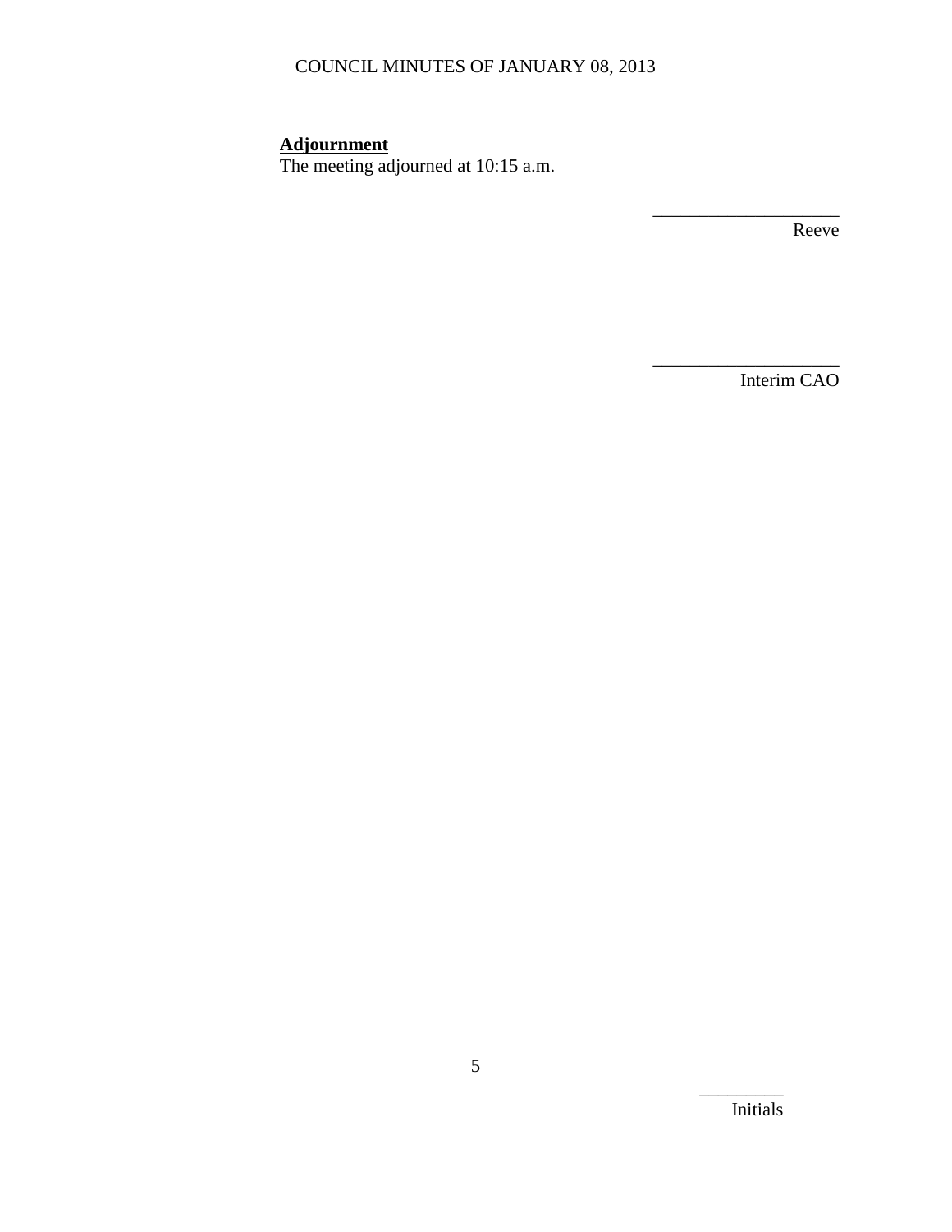**Adjournment**

The meeting adjourned at 10:15 a.m.

\_\_\_\_\_\_\_\_\_\_\_\_\_\_\_\_\_\_\_\_

Reeve

\_\_\_\_\_\_\_\_\_\_\_\_\_\_\_\_\_\_\_\_

Interim CAO

\_\_\_\_\_\_\_\_\_

Initials